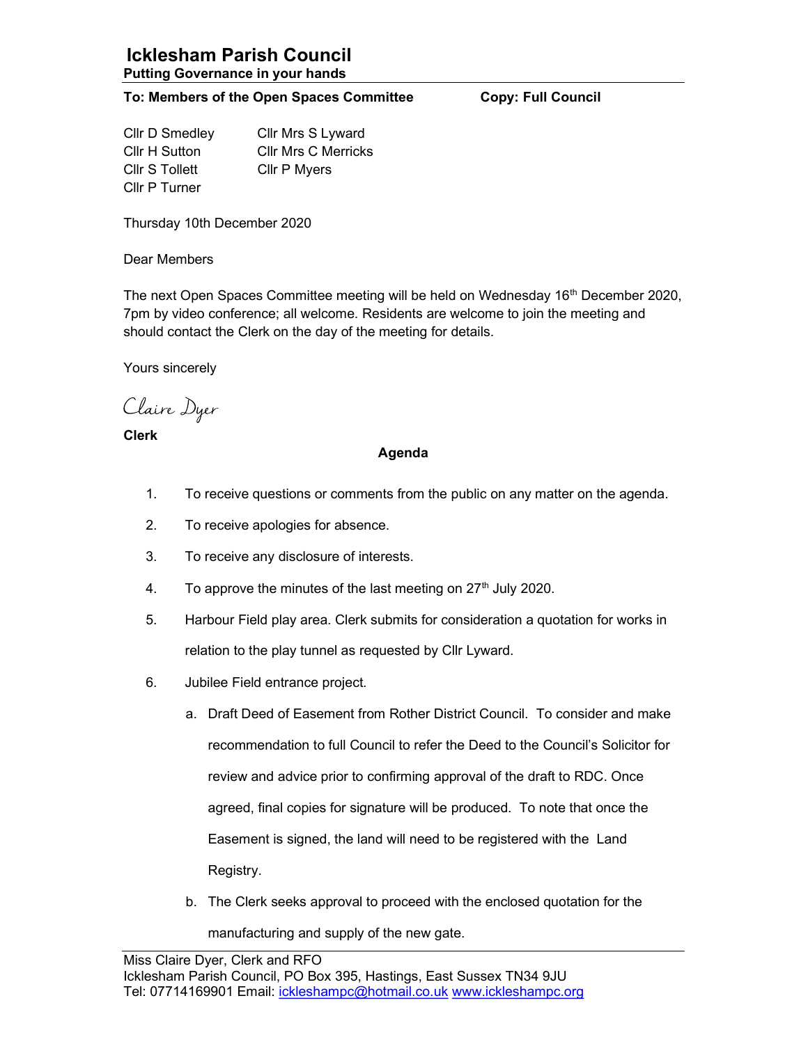# Icklesham Parish Council

**Putting Governance in your hands**

**To: Members of the Open Spaces Committee** **Copy: Full Council**

Cllr D Smedley
Cllr H Sutton
Cllr S Tollett
Cllr P Turner
Cllr Mrs S Lyward
Cllr Mrs C Merricks
Cllr P Myers

Thursday 10th December 2020

Dear Members

The next Open Spaces Committee meeting will be held on Wednesday 16th December 2020, 7pm by video conference; all welcome. Residents are welcome to join the meeting and should contact the Clerk on the day of the meeting for details.

Yours sincerely

Claire Dyer

**Clerk**

**Agenda**

1. To receive questions or comments from the public on any matter on the agenda.
2. To receive apologies for absence.
3. To receive any disclosure of interests.
4. To approve the minutes of the last meeting on 27th July 2020.
5. Harbour Field play area. Clerk submits for consideration a quotation for works in relation to the play tunnel as requested by Cllr Lyward.
6. Jubilee Field entrance project.
   a. Draft Deed of Easement from Rother District Council. To consider and make recommendation to full Council to refer the Deed to the Council's Solicitor for review and advice prior to confirming approval of the draft to RDC. Once agreed, final copies for signature will be produced. To note that once the Easement is signed, the land will need to be registered with the Land Registry.
   b. The Clerk seeks approval to proceed with the enclosed quotation for the manufacturing and supply of the new gate.

Miss Claire Dyer, Clerk and RFO
Icklesham Parish Council, PO Box 395, Hastings, East Sussex TN34 9JU
Tel: 07714169901 Email: ickleshampc@hotmail.co.uk www.ickleshampc.org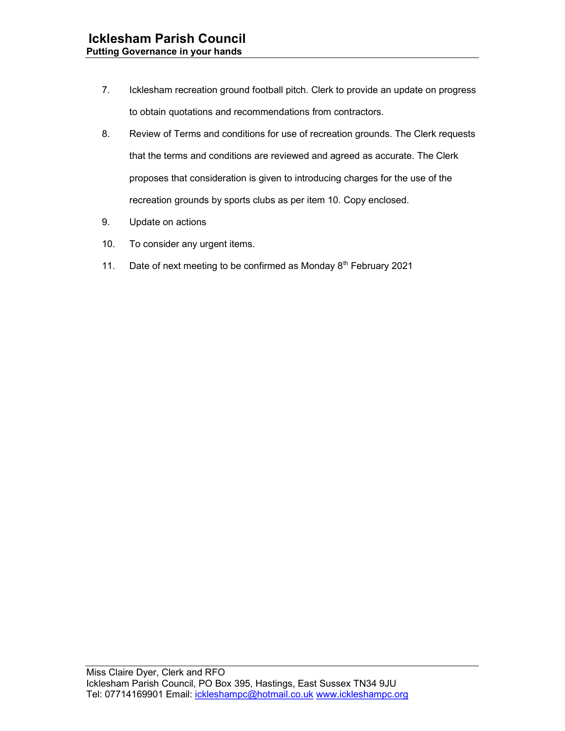7. Icklesham recreation ground football pitch. Clerk to provide an update on progress to obtain quotations and recommendations from contractors.
8. Review of Terms and conditions for use of recreation grounds. The Clerk requests that the terms and conditions are reviewed and agreed as accurate. The Clerk proposes that consideration is given to introducing charges for the use of the recreation grounds by sports clubs as per item 10. Copy enclosed.
9. Update on actions
10. To consider any urgent items.
11. Date of next meeting to be confirmed as Monday 8th February 2021